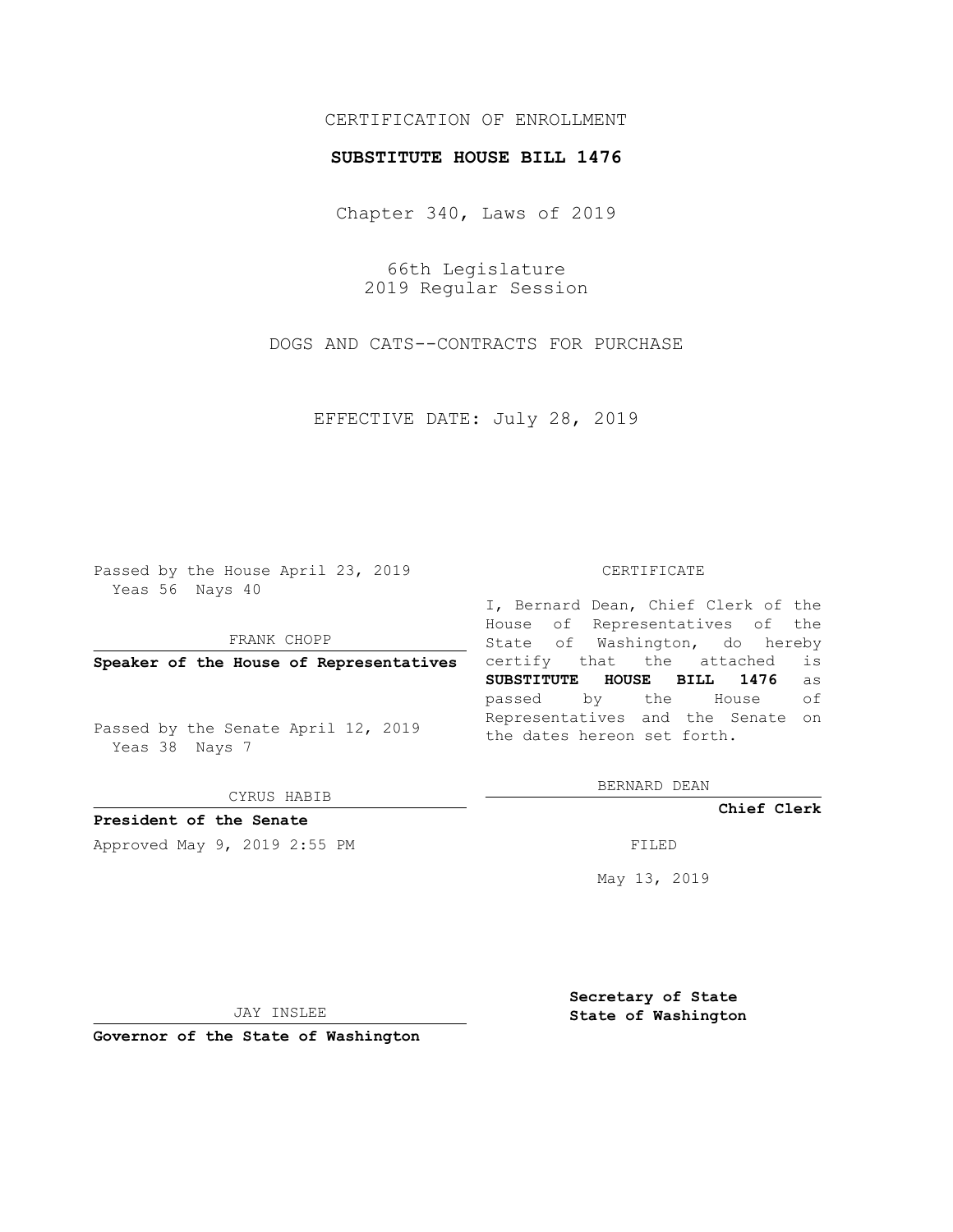CERTIFICATION OF ENROLLMENT

**SUBSTITUTE HOUSE BILL 1476**

Chapter 340, Laws of 2019

66th Legislature
2019 Regular Session

DOGS AND CATS--CONTRACTS FOR PURCHASE

EFFECTIVE DATE: July 28, 2019

Passed by the House April 23, 2019
Yeas 56 Nays 40

FRANK CHOPP

**Speaker of the House of Representatives**

Passed by the Senate April 12, 2019
Yeas 38 Nays 7

CYRUS HABIB

**President of the Senate**

Approved May 9, 2019 2:55 PM

JAY INSLEE

**Governor of the State of Washington**

CERTIFICATE

I, Bernard Dean, Chief Clerk of the House of Representatives of the State of Washington, do hereby certify that the attached is **SUBSTITUTE HOUSE BILL 1476** as passed by the House of Representatives and the Senate on the dates hereon set forth.

BERNARD DEAN

**Chief Clerk**

FILED

May 13, 2019

**Secretary of State**
**State of Washington**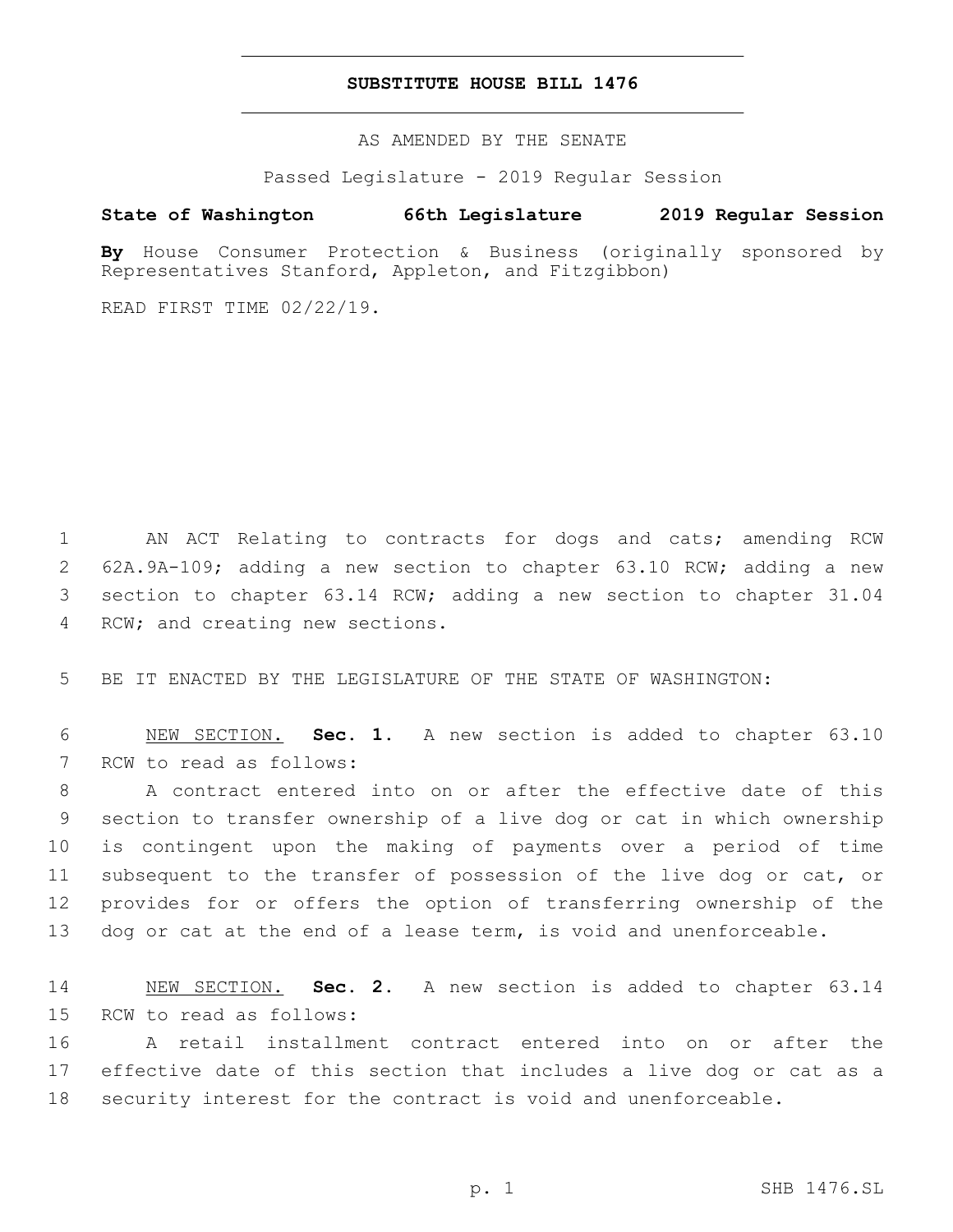# SUBSTITUTE HOUSE BILL 1476

AS AMENDED BY THE SENATE

Passed Legislature - 2019 Regular Session

**State of Washington 66th Legislature 2019 Regular Session**

**By** House Consumer Protection & Business (originally sponsored by Representatives Stanford, Appleton, and Fitzgibbon)

READ FIRST TIME 02/22/19.

1 AN ACT Relating to contracts for dogs and cats; amending RCW 2 62A.9A-109; adding a new section to chapter 63.10 RCW; adding a new 3 section to chapter 63.14 RCW; adding a new section to chapter 31.04 4 RCW; and creating new sections.

5 BE IT ENACTED BY THE LEGISLATURE OF THE STATE OF WASHINGTON:

6 NEW SECTION. **Sec. 1.** A new section is added to chapter 63.10 7 RCW to read as follows:

8 A contract entered into on or after the effective date of this 9 section to transfer ownership of a live dog or cat in which ownership 10 is contingent upon the making of payments over a period of time 11 subsequent to the transfer of possession of the live dog or cat, or 12 provides for or offers the option of transferring ownership of the 13 dog or cat at the end of a lease term, is void and unenforceable.

14 NEW SECTION. **Sec. 2.** A new section is added to chapter 63.14 15 RCW to read as follows:

16 A retail installment contract entered into on or after the 17 effective date of this section that includes a live dog or cat as a 18 security interest for the contract is void and unenforceable.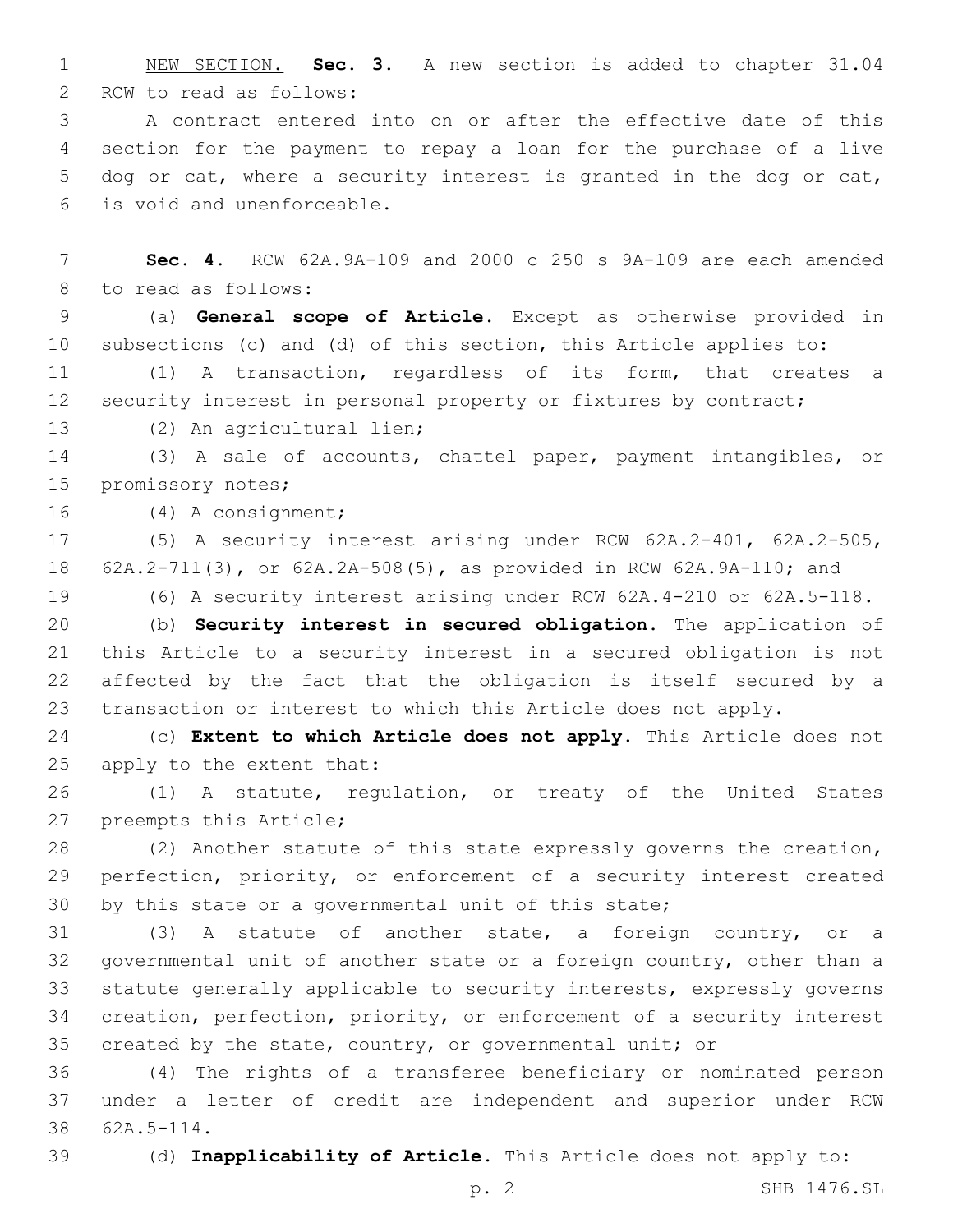NEW SECTION. **Sec. 3.** A new section is added to chapter 31.04 RCW to read as follows:

A contract entered into on or after the effective date of this section for the payment to repay a loan for the purchase of a live dog or cat, where a security interest is granted in the dog or cat, is void and unenforceable.

**Sec. 4.** RCW 62A.9A-109 and 2000 c 250 s 9A-109 are each amended to read as follows:

(a) **General scope of Article.** Except as otherwise provided in subsections (c) and (d) of this section, this Article applies to:

(1) A transaction, regardless of its form, that creates a security interest in personal property or fixtures by contract;

(2) An agricultural lien;

(3) A sale of accounts, chattel paper, payment intangibles, or promissory notes;

(4) A consignment;

(5) A security interest arising under RCW 62A.2-401, 62A.2-505, 62A.2-711(3), or 62A.2A-508(5), as provided in RCW 62A.9A-110; and

(6) A security interest arising under RCW 62A.4-210 or 62A.5-118.

(b) **Security interest in secured obligation.** The application of this Article to a security interest in a secured obligation is not affected by the fact that the obligation is itself secured by a transaction or interest to which this Article does not apply.

(c) **Extent to which Article does not apply.** This Article does not apply to the extent that:

(1) A statute, regulation, or treaty of the United States preempts this Article;

(2) Another statute of this state expressly governs the creation, perfection, priority, or enforcement of a security interest created by this state or a governmental unit of this state;

(3) A statute of another state, a foreign country, or a governmental unit of another state or a foreign country, other than a statute generally applicable to security interests, expressly governs creation, perfection, priority, or enforcement of a security interest created by the state, country, or governmental unit; or

(4) The rights of a transferee beneficiary or nominated person under a letter of credit are independent and superior under RCW 62A.5-114.

(d) **Inapplicability of Article.** This Article does not apply to: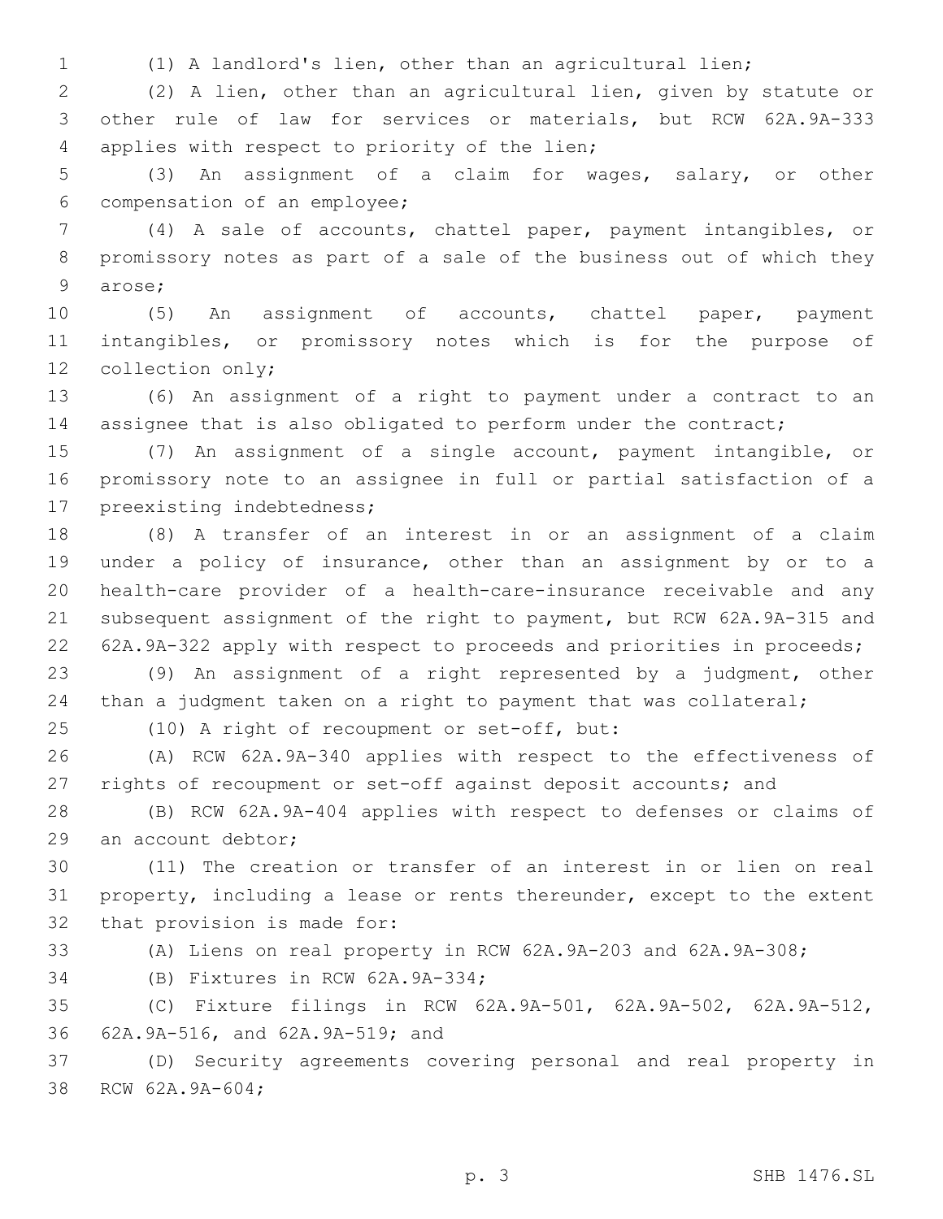(1) A landlord's lien, other than an agricultural lien;

(2) A lien, other than an agricultural lien, given by statute or other rule of law for services or materials, but RCW 62A.9A-333 applies with respect to priority of the lien;

(3) An assignment of a claim for wages, salary, or other compensation of an employee;

(4) A sale of accounts, chattel paper, payment intangibles, or promissory notes as part of a sale of the business out of which they arose;

(5) An assignment of accounts, chattel paper, payment intangibles, or promissory notes which is for the purpose of collection only;

(6) An assignment of a right to payment under a contract to an assignee that is also obligated to perform under the contract;

(7) An assignment of a single account, payment intangible, or promissory note to an assignee in full or partial satisfaction of a preexisting indebtedness;

(8) A transfer of an interest in or an assignment of a claim under a policy of insurance, other than an assignment by or to a health-care provider of a health-care-insurance receivable and any subsequent assignment of the right to payment, but RCW 62A.9A-315 and 62A.9A-322 apply with respect to proceeds and priorities in proceeds;

(9) An assignment of a right represented by a judgment, other than a judgment taken on a right to payment that was collateral;

(10) A right of recoupment or set-off, but:

(A) RCW 62A.9A-340 applies with respect to the effectiveness of rights of recoupment or set-off against deposit accounts; and

(B) RCW 62A.9A-404 applies with respect to defenses or claims of an account debtor;

(11) The creation or transfer of an interest in or lien on real property, including a lease or rents thereunder, except to the extent that provision is made for:

(A) Liens on real property in RCW 62A.9A-203 and 62A.9A-308;

(B) Fixtures in RCW 62A.9A-334;

(C) Fixture filings in RCW 62A.9A-501, 62A.9A-502, 62A.9A-512, 62A.9A-516, and 62A.9A-519; and

(D) Security agreements covering personal and real property in RCW 62A.9A-604;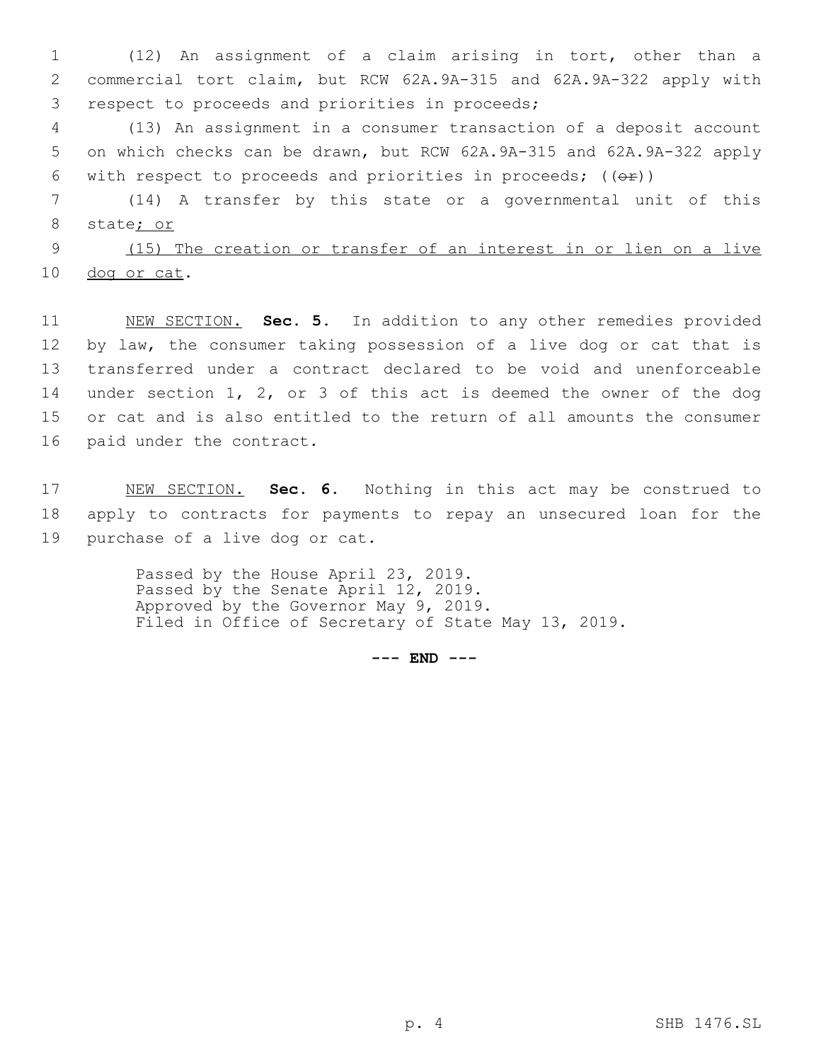(12) An assignment of a claim arising in tort, other than a commercial tort claim, but RCW 62A.9A-315 and 62A.9A-322 apply with respect to proceeds and priorities in proceeds;

(13) An assignment in a consumer transaction of a deposit account on which checks can be drawn, but RCW 62A.9A-315 and 62A.9A-322 apply with respect to proceeds and priorities in proceeds; ((~~or~~))

(14) A transfer by this state or a governmental unit of this state; or

(15) The creation or transfer of an interest in or lien on a live dog or cat.

NEW SECTION. **Sec. 5.** In addition to any other remedies provided by law, the consumer taking possession of a live dog or cat that is transferred under a contract declared to be void and unenforceable under section 1, 2, or 3 of this act is deemed the owner of the dog or cat and is also entitled to the return of all amounts the consumer paid under the contract.

NEW SECTION. **Sec. 6.** Nothing in this act may be construed to apply to contracts for payments to repay an unsecured loan for the purchase of a live dog or cat.

Passed by the House April 23, 2019.
Passed by the Senate April 12, 2019.
Approved by the Governor May 9, 2019.
Filed in Office of Secretary of State May 13, 2019.

**--- END ---**